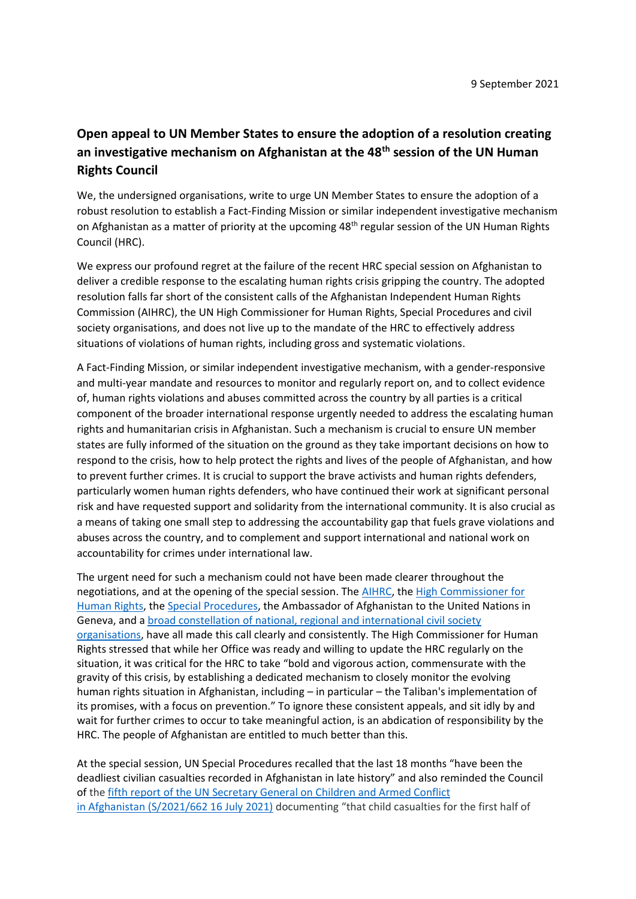9 September 2021

## Open appeal to UN Member States to ensure the adoption of a resolution creating an investigative mechanism on Afghanistan at the 48th session of the UN Human Rights Council

We, the undersigned organisations, write to urge UN Member States to ensure the adoption of a robust resolution to establish a Fact-Finding Mission or similar independent investigative mechanism on Afghanistan as a matter of priority at the upcoming 48th regular session of the UN Human Rights Council (HRC).

We express our profound regret at the failure of the recent HRC special session on Afghanistan to deliver a credible response to the escalating human rights crisis gripping the country. The adopted resolution falls far short of the consistent calls of the Afghanistan Independent Human Rights Commission (AIHRC), the UN High Commissioner for Human Rights, Special Procedures and civil society organisations, and does not live up to the mandate of the HRC to effectively address situations of violations of human rights, including gross and systematic violations.

A Fact-Finding Mission, or similar independent investigative mechanism, with a gender-responsive and multi-year mandate and resources to monitor and regularly report on, and to collect evidence of, human rights violations and abuses committed across the country by all parties is a critical component of the broader international response urgently needed to address the escalating human rights and humanitarian crisis in Afghanistan. Such a mechanism is crucial to ensure UN member states are fully informed of the situation on the ground as they take important decisions on how to respond to the crisis, how to help protect the rights and lives of the people of Afghanistan, and how to prevent further crimes. It is crucial to support the brave activists and human rights defenders, particularly women human rights defenders, who have continued their work at significant personal risk and have requested support and solidarity from the international community. It is also crucial as a means of taking one small step to addressing the accountability gap that fuels grave violations and abuses across the country, and to complement and support international and national work on accountability for crimes under international law.

The urgent need for such a mechanism could not have been made clearer throughout the negotiations, and at the opening of the special session. The AIHRC, the High Commissioner for Human Rights, the Special Procedures, the Ambassador of Afghanistan to the United Nations in Geneva, and a broad constellation of national, regional and international civil society organisations, have all made this call clearly and consistently. The High Commissioner for Human Rights stressed that while her Office was ready and willing to update the HRC regularly on the situation, it was critical for the HRC to take "bold and vigorous action, commensurate with the gravity of this crisis, by establishing a dedicated mechanism to closely monitor the evolving human rights situation in Afghanistan, including – in particular – the Taliban's implementation of its promises, with a focus on prevention." To ignore these consistent appeals, and sit idly by and wait for further crimes to occur to take meaningful action, is an abdication of responsibility by the HRC. The people of Afghanistan are entitled to much better than this.

At the special session, UN Special Procedures recalled that the last 18 months "have been the deadliest civilian casualties recorded in Afghanistan in late history" and also reminded the Council of the fifth report of the UN Secretary General on Children and Armed Conflict in Afghanistan (S/2021/662 16 July 2021) documenting "that child casualties for the first half of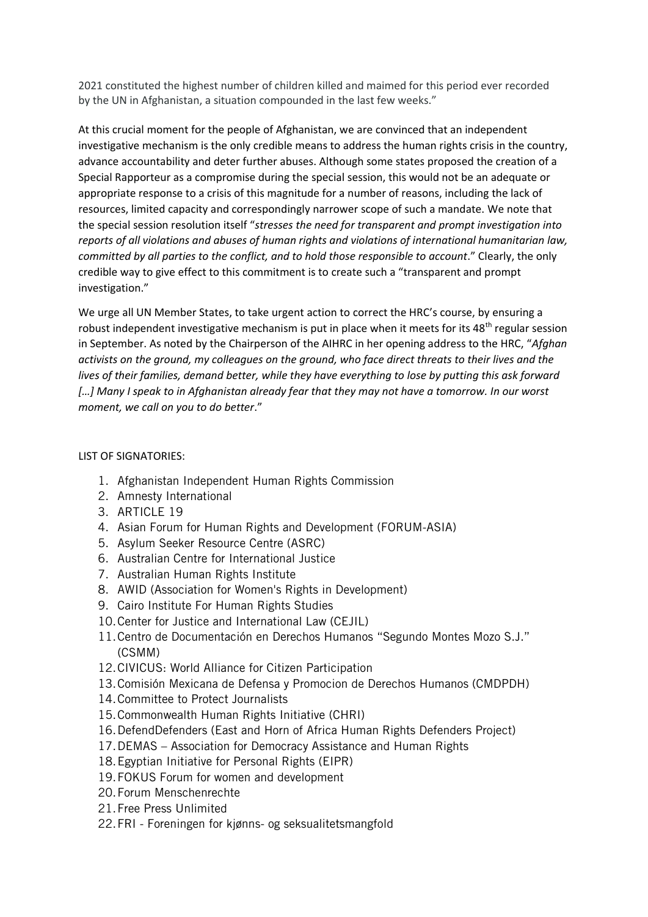2021 constituted the highest number of children killed and maimed for this period ever recorded by the UN in Afghanistan, a situation compounded in the last few weeks."

At this crucial moment for the people of Afghanistan, we are convinced that an independent investigative mechanism is the only credible means to address the human rights crisis in the country, advance accountability and deter further abuses. Although some states proposed the creation of a Special Rapporteur as a compromise during the special session, this would not be an adequate or appropriate response to a crisis of this magnitude for a number of reasons, including the lack of resources, limited capacity and correspondingly narrower scope of such a mandate. We note that the special session resolution itself "*stresses the need for transparent and prompt investigation into reports of all violations and abuses of human rights and violations of international humanitarian law, committed by all parties to the conflict, and to hold those responsible to account*." Clearly, the only credible way to give effect to this commitment is to create such a "transparent and prompt investigation."

We urge all UN Member States, to take urgent action to correct the HRC's course, by ensuring a robust independent investigative mechanism is put in place when it meets for its 48th regular session in September. As noted by the Chairperson of the AIHRC in her opening address to the HRC, "*Afghan activists on the ground, my colleagues on the ground, who face direct threats to their lives and the lives of their families, demand better, while they have everything to lose by putting this ask forward […] Many I speak to in Afghanistan already fear that they may not have a tomorrow. In our worst moment, we call on you to do better*."

LIST OF SIGNATORIES:

1. Afghanistan Independent Human Rights Commission
2. Amnesty International
3. ARTICLE 19
4. Asian Forum for Human Rights and Development (FORUM-ASIA)
5. Asylum Seeker Resource Centre (ASRC)
6. Australian Centre for International Justice
7. Australian Human Rights Institute
8. AWID (Association for Women's Rights in Development)
9. Cairo Institute For Human Rights Studies
10. Center for Justice and International Law (CEJIL)
11. Centro de Documentación en Derechos Humanos "Segundo Montes Mozo S.J." (CSMM)
12. CIVICUS: World Alliance for Citizen Participation
13. Comisión Mexicana de Defensa y Promocion de Derechos Humanos (CMDPDH)
14. Committee to Protect Journalists
15. Commonwealth Human Rights Initiative (CHRI)
16. DefendDefenders (East and Horn of Africa Human Rights Defenders Project)
17. DEMAS – Association for Democracy Assistance and Human Rights
18. Egyptian Initiative for Personal Rights (EIPR)
19. FOKUS Forum for women and development
20. Forum Menschenrechte
21. Free Press Unlimited
22. FRI - Foreningen for kjønns- og seksualitetsmangfold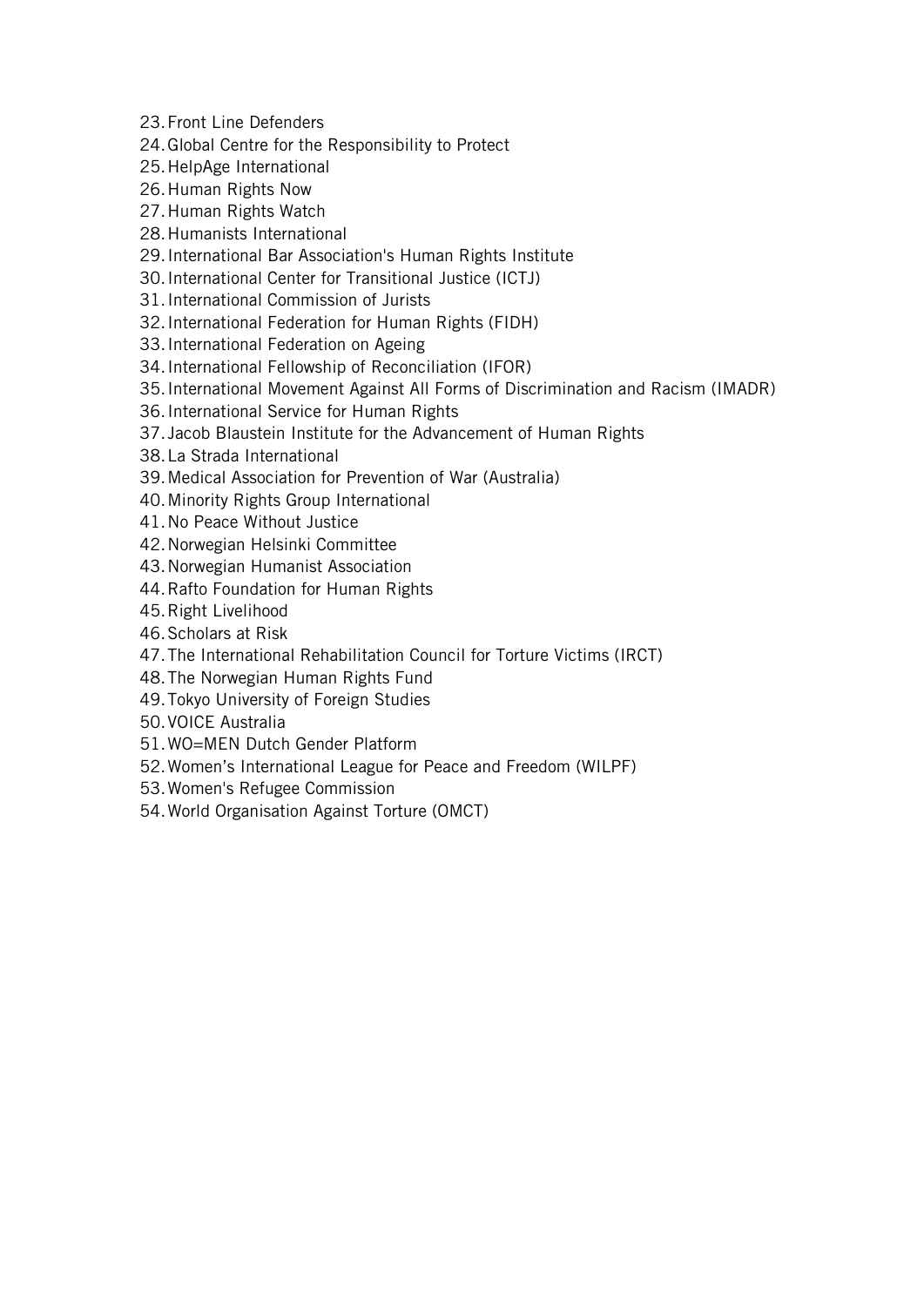23. Front Line Defenders
24. Global Centre for the Responsibility to Protect
25. HelpAge International
26. Human Rights Now
27. Human Rights Watch
28. Humanists International
29. International Bar Association's Human Rights Institute
30. International Center for Transitional Justice (ICTJ)
31. International Commission of Jurists
32. International Federation for Human Rights (FIDH)
33. International Federation on Ageing
34. International Fellowship of Reconciliation (IFOR)
35. International Movement Against All Forms of Discrimination and Racism (IMADR)
36. International Service for Human Rights
37. Jacob Blaustein Institute for the Advancement of Human Rights
38. La Strada International
39. Medical Association for Prevention of War (Australia)
40. Minority Rights Group International
41. No Peace Without Justice
42. Norwegian Helsinki Committee
43. Norwegian Humanist Association
44. Rafto Foundation for Human Rights
45. Right Livelihood
46. Scholars at Risk
47. The International Rehabilitation Council for Torture Victims (IRCT)
48. The Norwegian Human Rights Fund
49. Tokyo University of Foreign Studies
50. VOICE Australia
51. WO=MEN Dutch Gender Platform
52. Women's International League for Peace and Freedom (WILPF)
53. Women's Refugee Commission
54. World Organisation Against Torture (OMCT)